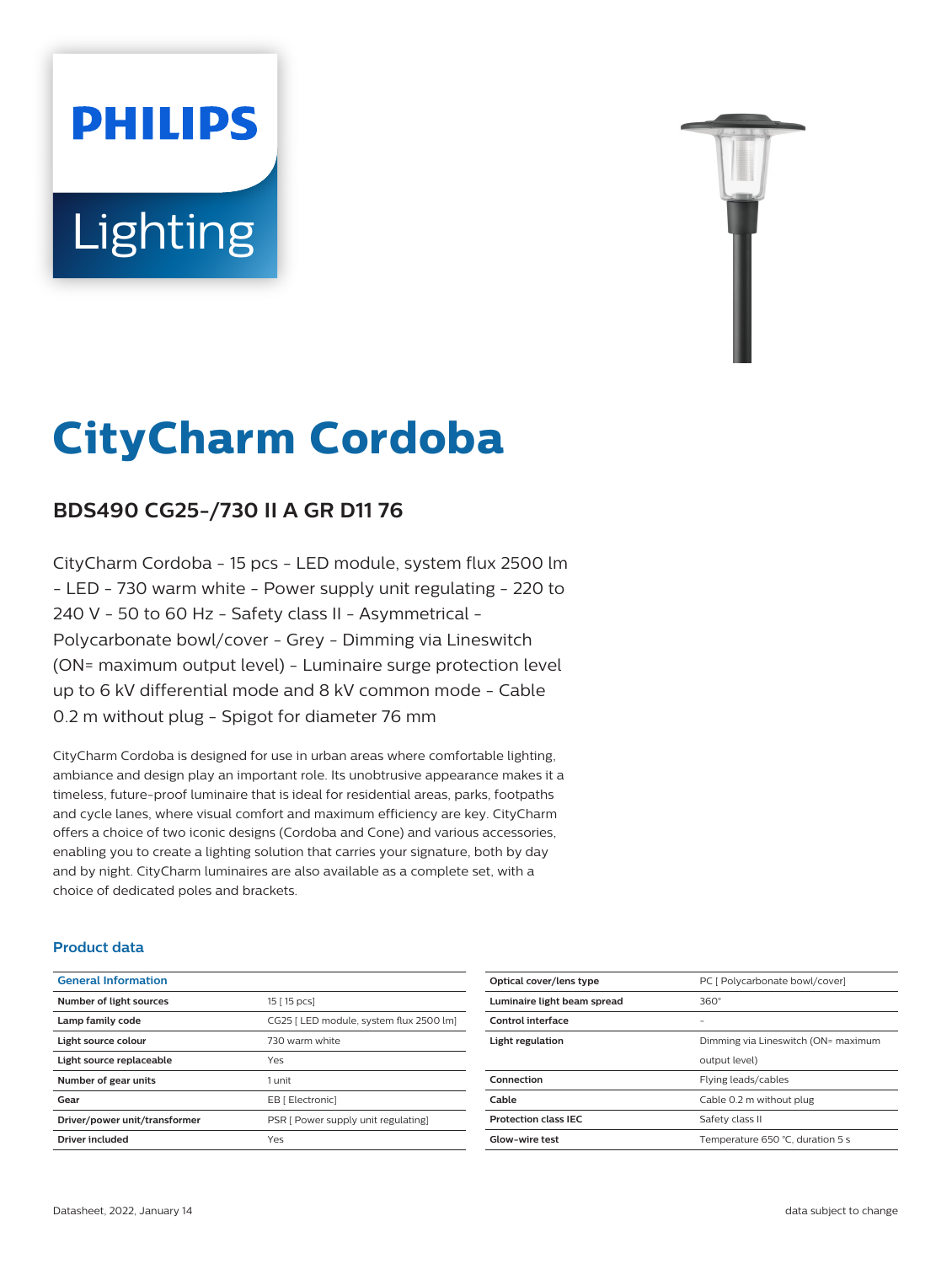# CityCharm Cordoba

## BDS490 CG25-/730 II A GR D11 76

CityCharm Cordoba - 15 pcs - LED module, system flux 2500 lm - LED - 730 warm white - Power supply unit regulating - 220 to 240 V - 50 to 60 Hz - Safety class II - Asymmetrical - Polycarbonate bowl/cover - Grey - Dimming via Lineswitch (ON= maximum output level) - Luminaire surge protection level up to 6 kV differential mode and 8 kV common mode - Cable 0.2 m without plug - Spigot for diameter 76 mm

CityCharm Cordoba is designed for use in urban areas where comfortable lighting, ambiance and design play an important role. Its unobtrusive appearance makes it a timeless, future-proof luminaire that is ideal for residential areas, parks, footpaths and cycle lanes, where visual comfort and maximum efficiency are key. CityCharm offers a choice of two iconic designs (Cordoba and Cone) and various accessories, enabling you to create a lighting solution that carries your signature, both by day and by night. CityCharm luminaires are also available as a complete set, with a choice of dedicated poles and brackets.

### Product data

| General Information | |
|---|---|
| Number of light sources | 15 [ 15 pcs] |
| Lamp family code | CG25 [ LED module, system flux 2500 lm] |
| Light source colour | 730 warm white |
| Light source replaceable | Yes |
| Number of gear units | 1 unit |
| Gear | EB [ Electronic] |
| Driver/power unit/transformer | PSR [ Power supply unit regulating] |
| Driver included | Yes |
| Optical cover/lens type | PC [ Polycarbonate bowl/cover] |
| Luminaire light beam spread | 360° |
| Control interface | - |
| Light regulation | Dimming via Lineswitch (ON= maximum output level) |
| Connection | Flying leads/cables |
| Cable | Cable 0.2 m without plug |
| Protection class IEC | Safety class II |
| Glow-wire test | Temperature 650 °C, duration 5 s |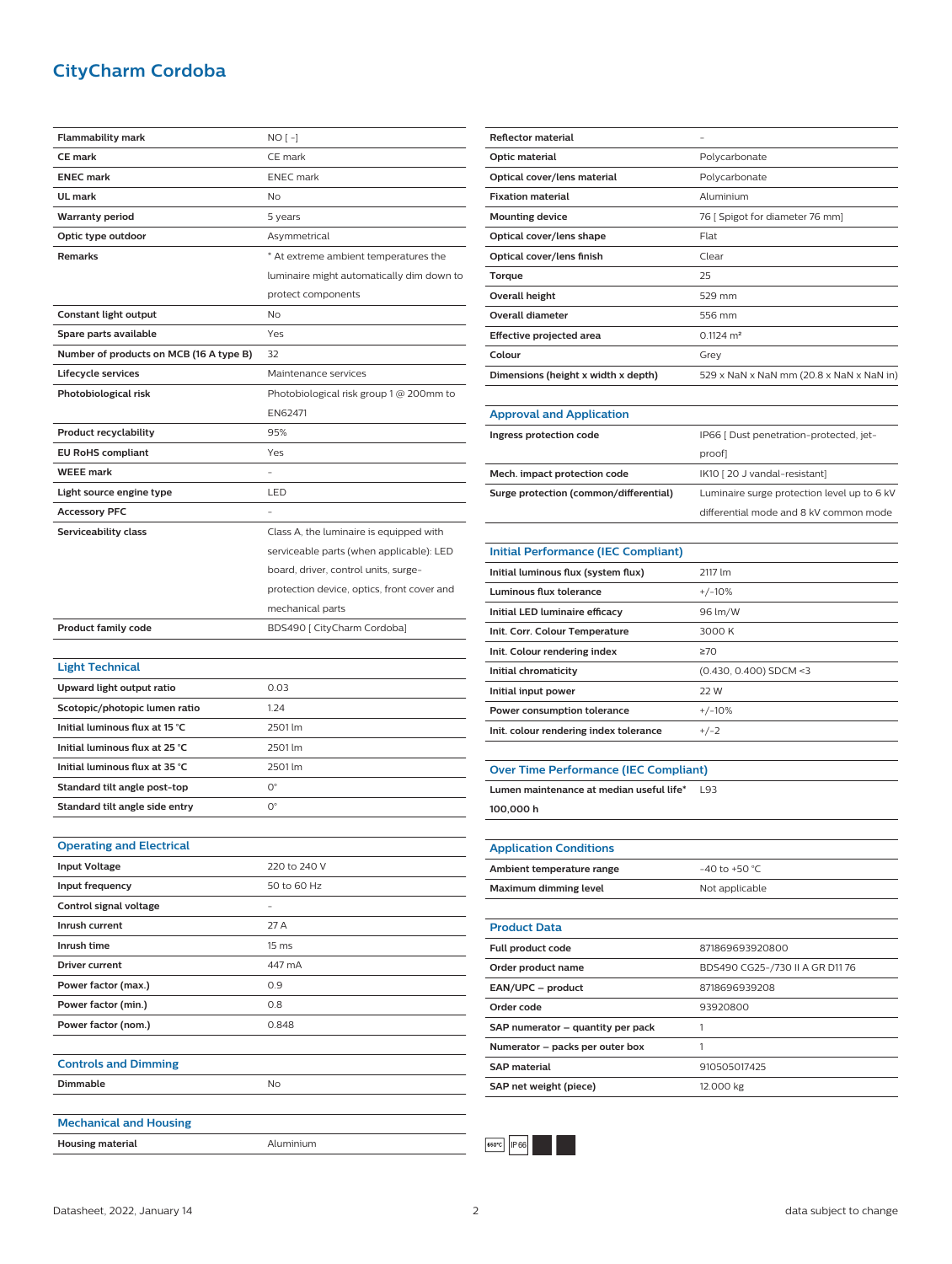# CityCharm Cordoba

| | |
|---|---|
| **Flammability mark** | NO [ -] |
| **CE mark** | CE mark |
| **ENEC mark** | ENEC mark |
| **UL mark** | No |
| **Warranty period** | 5 years |
| **Optic type outdoor** | Asymmetrical |
| **Remarks** | * At extreme ambient temperatures the luminaire might automatically dim down to protect components |
| **Constant light output** | No |
| **Spare parts available** | Yes |
| **Number of products on MCB (16 A type B)** | 32 |
| **Lifecycle services** | Maintenance services |
| **Photobiological risk** | Photobiological risk group 1 @ 200mm to EN62471 |
| **Product recyclability** | 95% |
| **EU RoHS compliant** | Yes |
| **WEEE mark** | - |
| **Light source engine type** | LED |
| **Accessory PFC** | - |
| **Serviceability class** | Class A, the luminaire is equipped with serviceable parts (when applicable): LED board, driver, control units, surge-protection device, optics, front cover and mechanical parts |
| **Product family code** | BDS490 [ CityCharm Cordoba] |

## Light Technical

| | |
|---|---|
| **Upward light output ratio** | 0.03 |
| **Scotopic/photopic lumen ratio** | 1.24 |
| **Initial luminous flux at 15 °C** | 2501 lm |
| **Initial luminous flux at 25 °C** | 2501 lm |
| **Initial luminous flux at 35 °C** | 2501 lm |
| **Standard tilt angle post-top** | 0° |
| **Standard tilt angle side entry** | 0° |

## Operating and Electrical

| | |
|---|---|
| **Input Voltage** | 220 to 240 V |
| **Input frequency** | 50 to 60 Hz |
| **Control signal voltage** | - |
| **Inrush current** | 27 A |
| **Inrush time** | 15 ms |
| **Driver current** | 447 mA |
| **Power factor (max.)** | 0.9 |
| **Power factor (min.)** | 0.8 |
| **Power factor (nom.)** | 0.848 |

## Controls and Dimming

| | |
|---|---|
| **Dimmable** | No |

## Mechanical and Housing

| | |
|---|---|
| **Housing material** | Aluminium |
| **Reflector material** | - |
| **Optic material** | Polycarbonate |
| **Optical cover/lens material** | Polycarbonate |
| **Fixation material** | Aluminium |
| **Mounting device** | 76 [ Spigot for diameter 76 mm] |
| **Optical cover/lens shape** | Flat |
| **Optical cover/lens finish** | Clear |
| **Torque** | 25 |
| **Overall height** | 529 mm |
| **Overall diameter** | 556 mm |
| **Effective projected area** | 0.1124 m² |
| **Colour** | Grey |
| **Dimensions (height x width x depth)** | 529 x NaN x NaN mm (20.8 x NaN x NaN in) |

## Approval and Application

| | |
|---|---|
| **Ingress protection code** | IP66 [ Dust penetration-protected, jet-proof] |
| **Mech. impact protection code** | IK10 [ 20 J vandal-resistant] |
| **Surge protection (common/differential)** | Luminaire surge protection level up to 6 kV differential mode and 8 kV common mode |

## Initial Performance (IEC Compliant)

| | |
|---|---|
| **Initial luminous flux (system flux)** | 2117 lm |
| **Luminous flux tolerance** | +/-10% |
| **Initial LED luminaire efficacy** | 96 lm/W |
| **Init. Corr. Colour Temperature** | 3000 K |
| **Init. Colour rendering index** | ≥70 |
| **Initial chromaticity** | (0.430, 0.400) SDCM <3 |
| **Initial input power** | 22 W |
| **Power consumption tolerance** | +/-10% |
| **Init. colour rendering index tolerance** | +/-2 |

## Over Time Performance (IEC Compliant)

| | |
|---|---|
| **Lumen maintenance at median useful life* 100,000 h** | L93 |

## Application Conditions

| | |
|---|---|
| **Ambient temperature range** | -40 to +50 °C |
| **Maximum dimming level** | Not applicable |

## Product Data

| | |
|---|---|
| **Full product code** | 871869693920800 |
| **Order product name** | BDS490 CG25-/730 II A GR D11 76 |
| **EAN/UPC – product** | 8718696939208 |
| **Order code** | 93920800 |
| **SAP numerator – quantity per pack** | 1 |
| **Numerator – packs per outer box** | 1 |
| **SAP material** | 910505017425 |
| **SAP net weight (piece)** | 12.000 kg |

650°C IP66

Datasheet, 2022, January 14 — data subject to change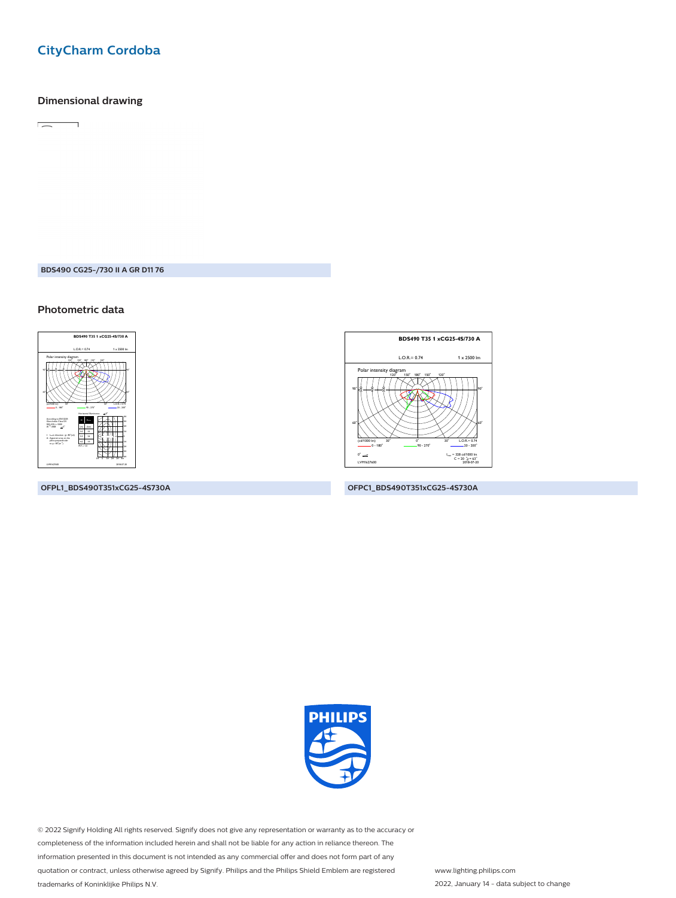## CityCharm Cordoba

### Dimensional drawing

BDS490 CG25-/730 II A GR D11 76

### Photometric data

BDS490 T35 1 xCG25-4S/730 A

L.O.R.= 0.74

1 x 2500 lm

Polar intensity diagram

OFPL1_BDS490T351xCG25-4S730A

BDS490 T35 1 xCG25-4S/730 A

L.O.R.= 0.74

1 x 2500 lm

Polar intensity diagram

120° 150° 180° 150° 120°

90° 90°

60° 60°

(cd/1000 lm) 30° 0° 30° L.O.R.= 0.74

0 - 180° 90 - 270° 20 - 200°

$I_{max}$ = 328 cd/1000 lm

C = 20 γ = 63°

LVM1627600 2018-07-20

OFPC1_BDS490T351xCG25-4S730A

© 2022 Signify Holding All rights reserved. Signify does not give any representation or warranty as to the accuracy or completeness of the information included herein and shall not be liable for any action in reliance thereon. The information presented in this document is not intended as any commercial offer and does not form part of any quotation or contract, unless otherwise agreed by Signify. Philips and the Philips Shield Emblem are registered trademarks of Koninklijke Philips N.V.

www.lighting.philips.com

2022, January 14 - data subject to change